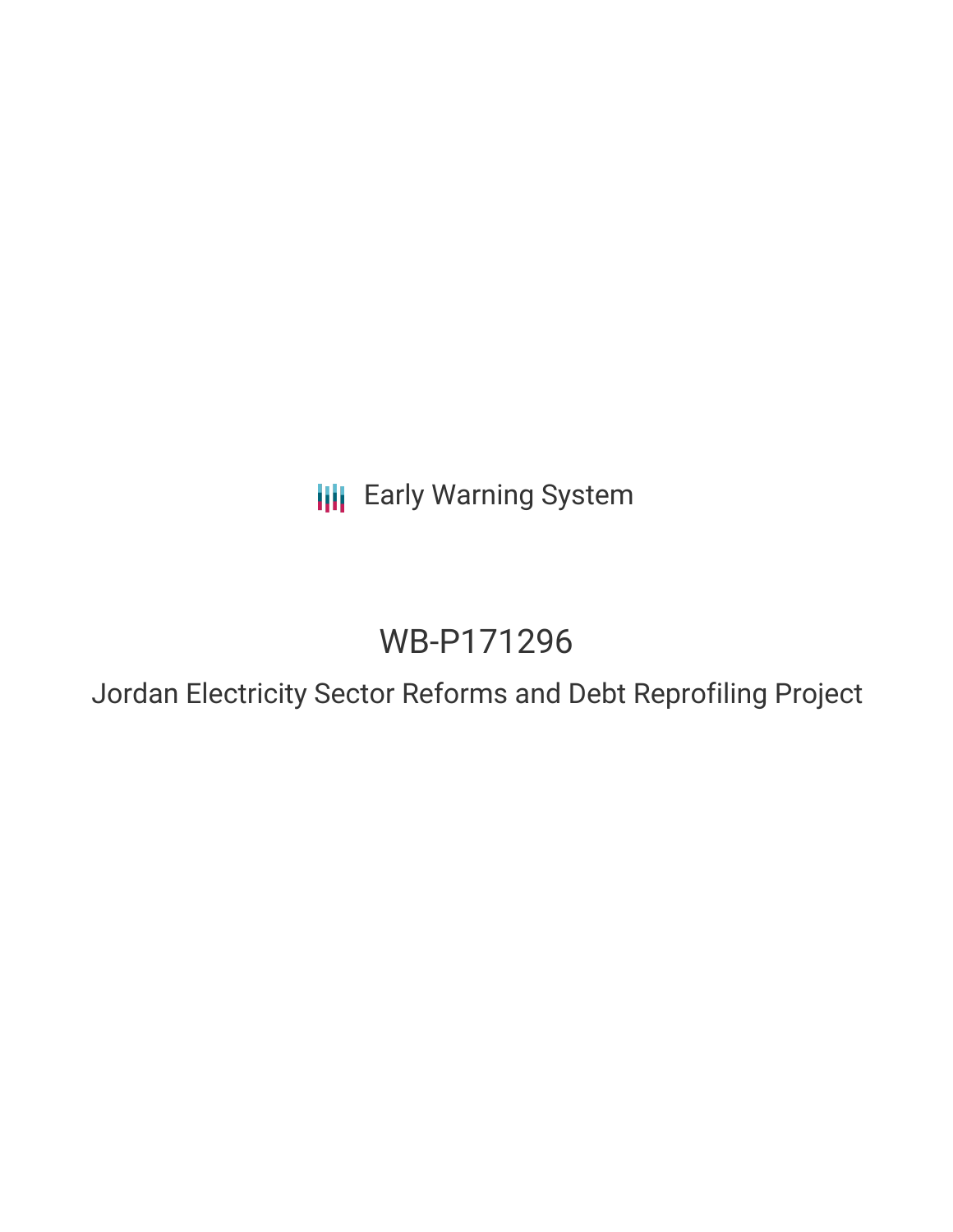Early Warning System

# WB-P171296

## Jordan Electricity Sector Reforms and Debt Reprofiling Project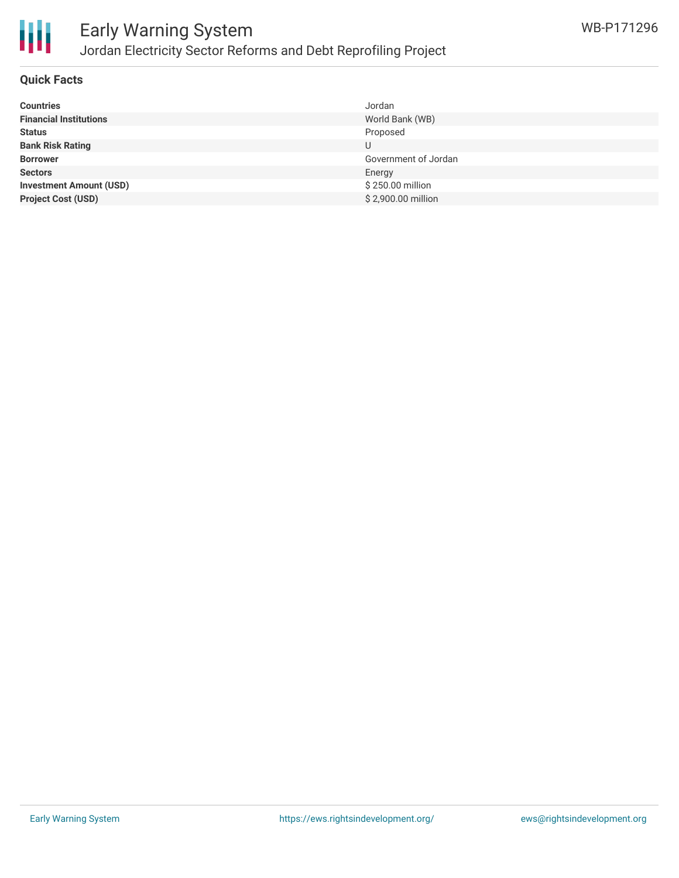## Quick Facts

| | |
|---|---|
| **Countries** | Jordan |
| **Financial Institutions** | World Bank (WB) |
| **Status** | Proposed |
| **Bank Risk Rating** | U |
| **Borrower** | Government of Jordan |
| **Sectors** | Energy |
| **Investment Amount (USD)** | $ 250.00 million |
| **Project Cost (USD)** | $ 2,900.00 million |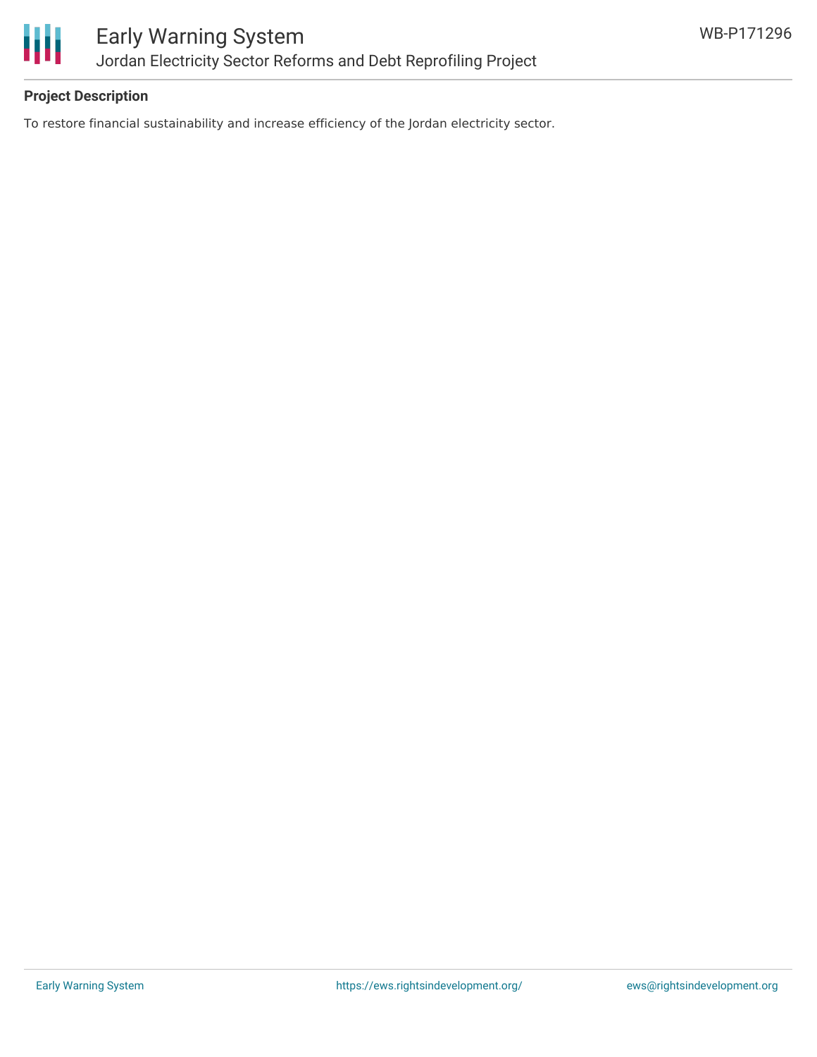**Project Description**

To restore financial sustainability and increase efficiency of the Jordan electricity sector.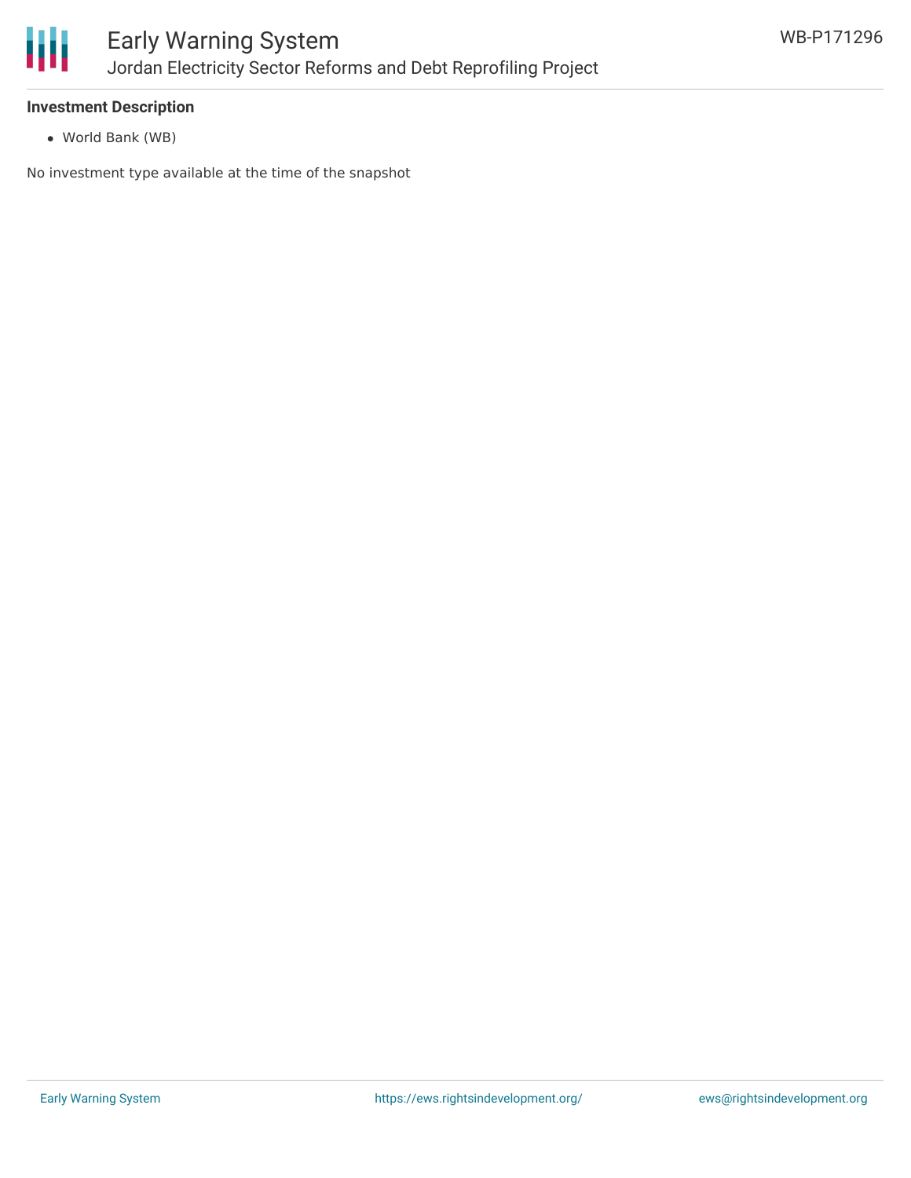**Investment Description**

- World Bank (WB)

No investment type available at the time of the snapshot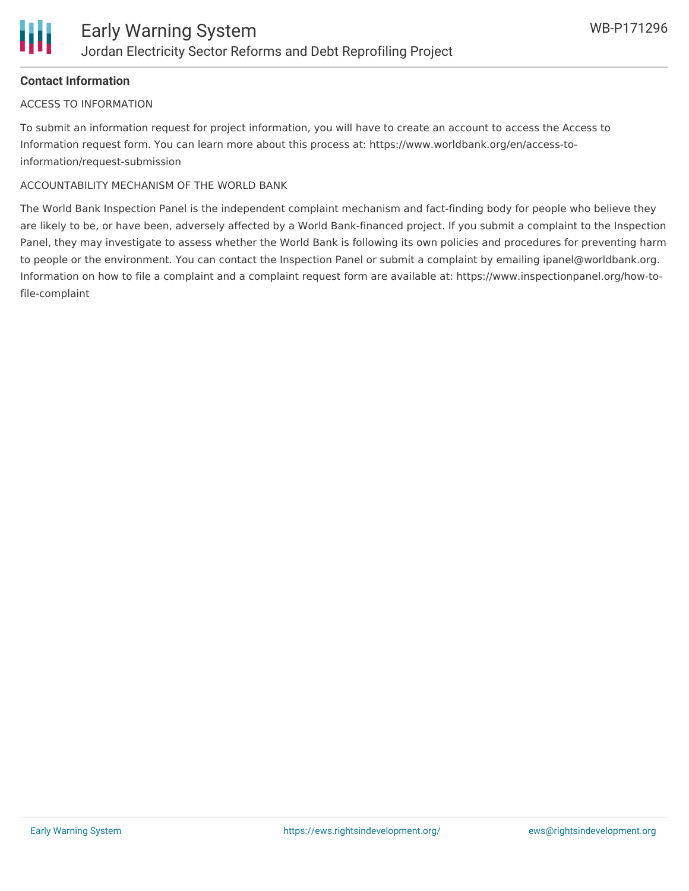## Contact Information

ACCESS TO INFORMATION

To submit an information request for project information, you will have to create an account to access the Access to Information request form. You can learn more about this process at: https://www.worldbank.org/en/access-to-information/request-submission

ACCOUNTABILITY MECHANISM OF THE WORLD BANK

The World Bank Inspection Panel is the independent complaint mechanism and fact-finding body for people who believe they are likely to be, or have been, adversely affected by a World Bank-financed project. If you submit a complaint to the Inspection Panel, they may investigate to assess whether the World Bank is following its own policies and procedures for preventing harm to people or the environment. You can contact the Inspection Panel or submit a complaint by emailing ipanel@worldbank.org. Information on how to file a complaint and a complaint request form are available at: https://www.inspectionpanel.org/how-to-file-complaint